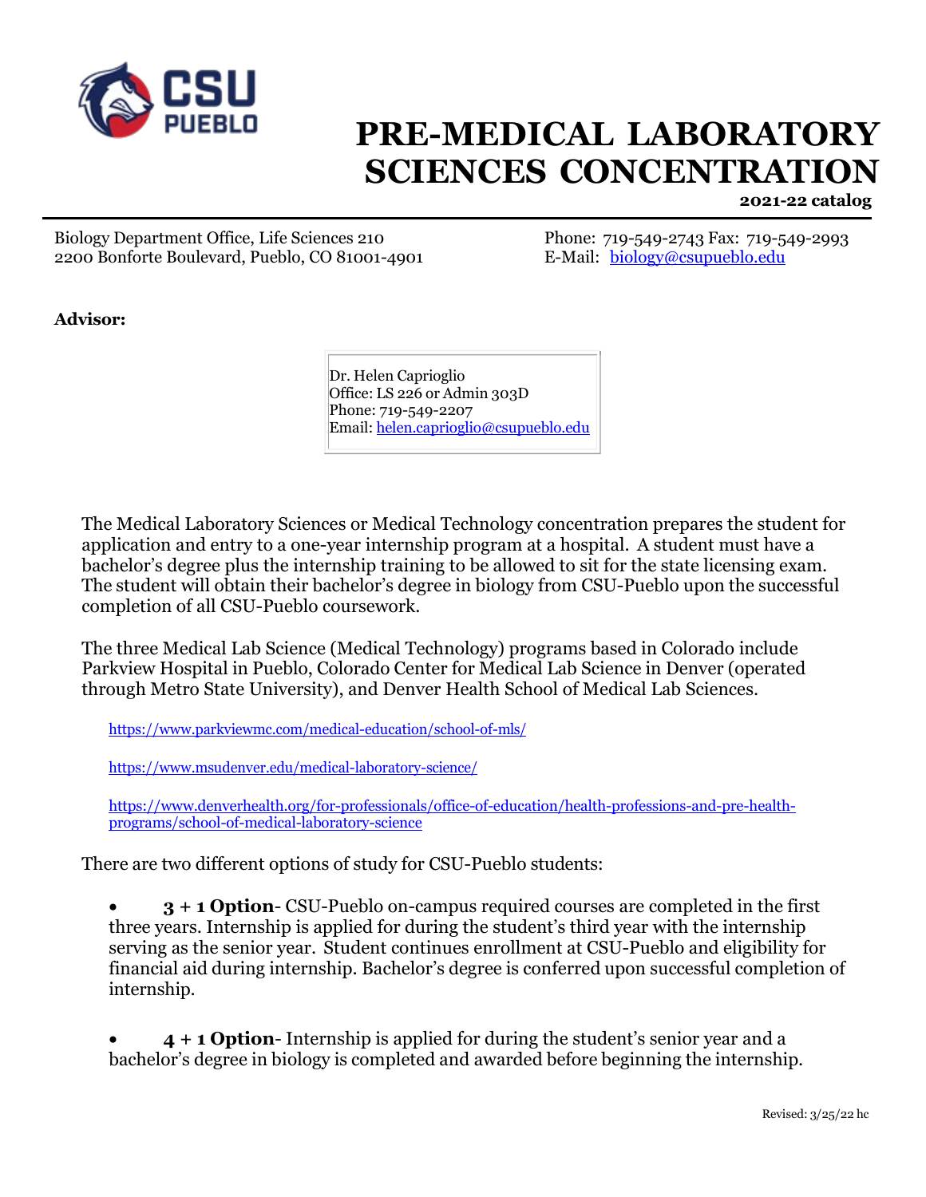# PRE-MEDICAL LABORATORY SCIENCES CONCENTRATION

**2021-22 catalog**

Biology Department Office, Life Sciences 210
2200 Bonforte Boulevard, Pueblo, CO 81001-4901

Phone: 719-549-2743 Fax: 719-549-2993
E-Mail: biology@csupueblo.edu

**Advisor:**

Dr. Helen Caprioglio
Office: LS 226 or Admin 303D
Phone: 719-549-2207
Email: helen.caprioglio@csupueblo.edu

The Medical Laboratory Sciences or Medical Technology concentration prepares the student for application and entry to a one-year internship program at a hospital. A student must have a bachelor's degree plus the internship training to be allowed to sit for the state licensing exam. The student will obtain their bachelor's degree in biology from CSU-Pueblo upon the successful completion of all CSU-Pueblo coursework.

The three Medical Lab Science (Medical Technology) programs based in Colorado include Parkview Hospital in Pueblo, Colorado Center for Medical Lab Science in Denver (operated through Metro State University), and Denver Health School of Medical Lab Sciences.

https://www.parkviewmc.com/medical-education/school-of-mls/

https://www.msudenver.edu/medical-laboratory-science/

https://www.denverhealth.org/for-professionals/office-of-education/health-professions-and-pre-health-programs/school-of-medical-laboratory-science

There are two different options of study for CSU-Pueblo students:

- **3 + 1 Option**- CSU-Pueblo on-campus required courses are completed in the first three years. Internship is applied for during the student's third year with the internship serving as the senior year. Student continues enrollment at CSU-Pueblo and eligibility for financial aid during internship. Bachelor's degree is conferred upon successful completion of internship.

- **4 + 1 Option**- Internship is applied for during the student's senior year and a bachelor's degree in biology is completed and awarded before beginning the internship.

Revised: 3/25/22 hc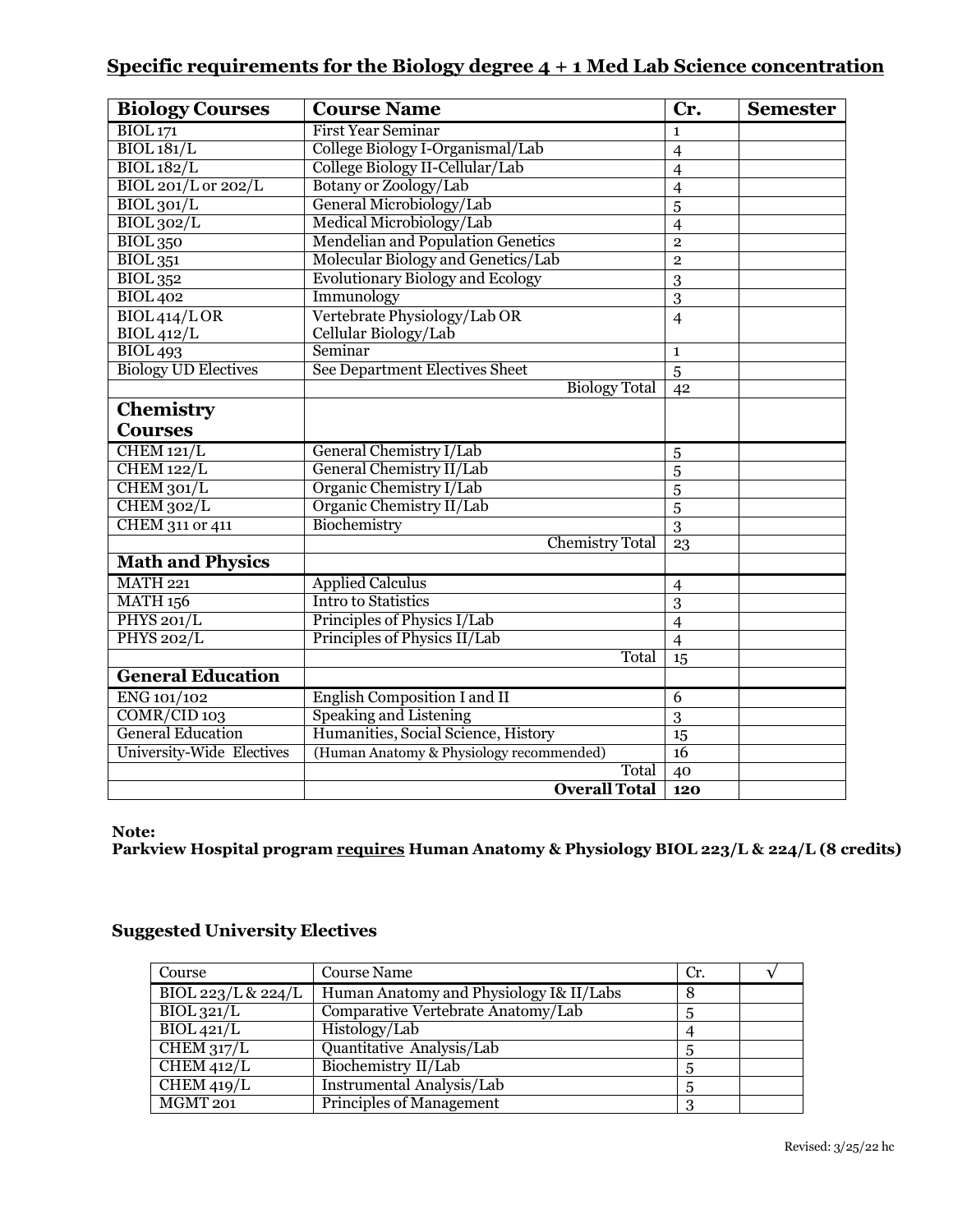## Specific requirements for the Biology degree 4 + 1 Med Lab Science concentration

| Biology Courses | Course Name | Cr. | Semester |
|---|---|---|---|
| BIOL 171 | First Year Seminar | 1 | |
| BIOL 181/L | College Biology I-Organismal/Lab | 4 | |
| BIOL 182/L | College Biology II-Cellular/Lab | 4 | |
| BIOL 201/L or 202/L | Botany or Zoology/Lab | 4 | |
| BIOL 301/L | General Microbiology/Lab | 5 | |
| BIOL 302/L | Medical Microbiology/Lab | 4 | |
| BIOL 350 | Mendelian and Population Genetics | 2 | |
| BIOL 351 | Molecular Biology and Genetics/Lab | 2 | |
| BIOL 352 | Evolutionary Biology and Ecology | 3 | |
| BIOL 402 | Immunology | 3 | |
| BIOL 414/L OR BIOL 412/L | Vertebrate Physiology/Lab OR Cellular Biology/Lab | 4 | |
| BIOL 493 | Seminar | 1 | |
| Biology UD Electives | See Department Electives Sheet | 5 | |
| | Biology Total | 42 | |
| **Chemistry Courses** | | | |
| CHEM 121/L | General Chemistry I/Lab | 5 | |
| CHEM 122/L | General Chemistry II/Lab | 5 | |
| CHEM 301/L | Organic Chemistry I/Lab | 5 | |
| CHEM 302/L | Organic Chemistry II/Lab | 5 | |
| CHEM 311 or 411 | Biochemistry | 3 | |
| | Chemistry Total | 23 | |
| **Math and Physics** | | | |
| MATH 221 | Applied Calculus | 4 | |
| MATH 156 | Intro to Statistics | 3 | |
| PHYS 201/L | Principles of Physics I/Lab | 4 | |
| PHYS 202/L | Principles of Physics II/Lab | 4 | |
| | Total | 15 | |
| **General Education** | | | |
| ENG 101/102 | English Composition I and II | 6 | |
| COMR/CID 103 | Speaking and Listening | 3 | |
| General Education | Humanities, Social Science, History | 15 | |
| University-Wide Electives | (Human Anatomy & Physiology recommended) | 16 | |
| | Total | 40 | |
| | **Overall Total** | **120** | |

**Note:**
**Parkview Hospital program requires Human Anatomy & Physiology BIOL 223/L & 224/L (8 credits)**

### Suggested University Electives

| Course | Course Name | Cr. | √ |
|---|---|---|---|
| BIOL 223/L & 224/L | Human Anatomy and Physiology I& II/Labs | 8 | |
| BIOL 321/L | Comparative Vertebrate Anatomy/Lab | 5 | |
| BIOL 421/L | Histology/Lab | 4 | |
| CHEM 317/L | Quantitative Analysis/Lab | 5 | |
| CHEM 412/L | Biochemistry II/Lab | 5 | |
| CHEM 419/L | Instrumental Analysis/Lab | 5 | |
| MGMT 201 | Principles of Management | 3 | |

Revised: 3/25/22 hc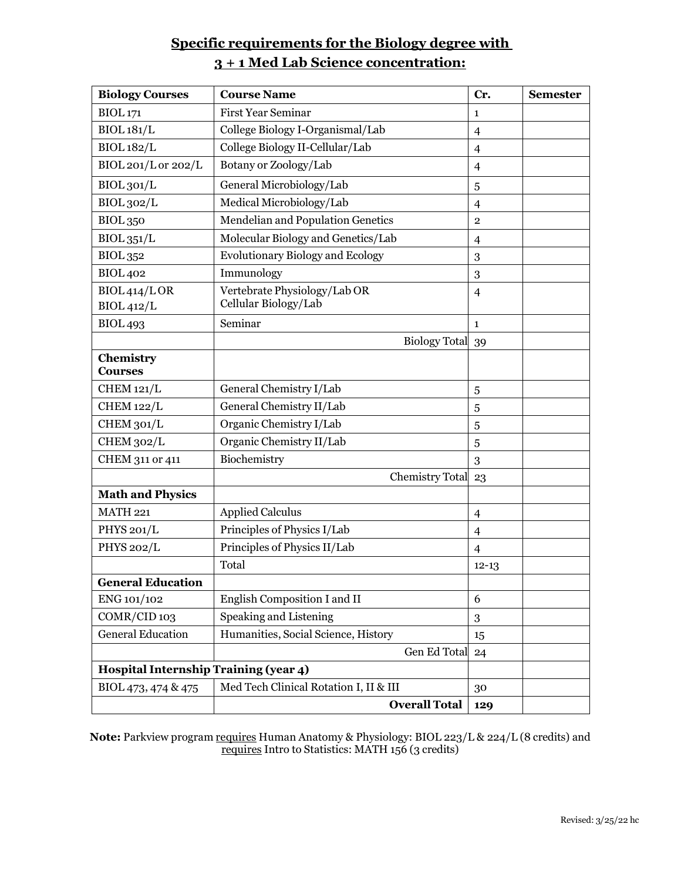## Specific requirements for the Biology degree with 3 + 1 Med Lab Science concentration:

| Biology Courses | Course Name | Cr. | Semester |
|---|---|---|---|
| BIOL 171 | First Year Seminar | 1 | |
| BIOL 181/L | College Biology I-Organismal/Lab | 4 | |
| BIOL 182/L | College Biology II-Cellular/Lab | 4 | |
| BIOL 201/L or 202/L | Botany or Zoology/Lab | 4 | |
| BIOL 301/L | General Microbiology/Lab | 5 | |
| BIOL 302/L | Medical Microbiology/Lab | 4 | |
| BIOL 350 | Mendelian and Population Genetics | 2 | |
| BIOL 351/L | Molecular Biology and Genetics/Lab | 4 | |
| BIOL 352 | Evolutionary Biology and Ecology | 3 | |
| BIOL 402 | Immunology | 3 | |
| BIOL 414/L OR BIOL 412/L | Vertebrate Physiology/Lab OR Cellular Biology/Lab | 4 | |
| BIOL 493 | Seminar | 1 | |
| | Biology Total | 39 | |
| **Chemistry Courses** | | | |
| CHEM 121/L | General Chemistry I/Lab | 5 | |
| CHEM 122/L | General Chemistry II/Lab | 5 | |
| CHEM 301/L | Organic Chemistry I/Lab | 5 | |
| CHEM 302/L | Organic Chemistry II/Lab | 5 | |
| CHEM 311 or 411 | Biochemistry | 3 | |
| | Chemistry Total | 23 | |
| **Math and Physics** | | | |
| MATH 221 | Applied Calculus | 4 | |
| PHYS 201/L | Principles of Physics I/Lab | 4 | |
| PHYS 202/L | Principles of Physics II/Lab | 4 | |
| | Total | 12-13 | |
| **General Education** | | | |
| ENG 101/102 | English Composition I and II | 6 | |
| COMR/CID 103 | Speaking and Listening | 3 | |
| General Education | Humanities, Social Science, History | 15 | |
| | Gen Ed Total | 24 | |
| **Hospital Internship Training (year 4)** | | | |
| BIOL 473, 474 & 475 | Med Tech Clinical Rotation I, II & III | 30 | |
| | **Overall Total** | **129** | |

**Note:** Parkview program requires Human Anatomy & Physiology: BIOL 223/L & 224/L (8 credits) and requires Intro to Statistics: MATH 156 (3 credits)

Revised: 3/25/22 hc